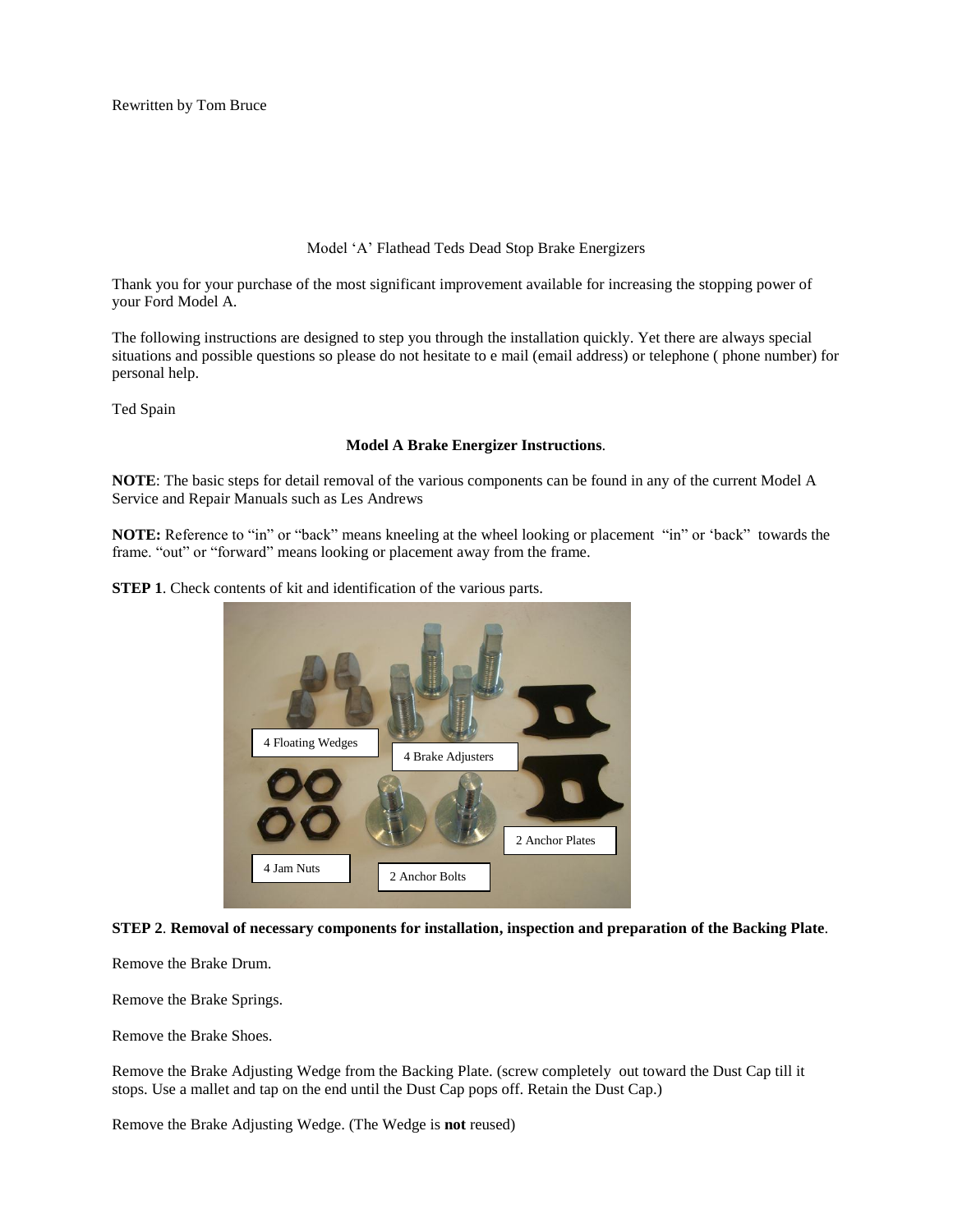Rewritten by Tom Bruce

Model 'A' Flathead Teds Dead Stop Brake Energizers

Thank you for your purchase of the most significant improvement available for increasing the stopping power of your Ford Model A.

The following instructions are designed to step you through the installation quickly. Yet there are always special situations and possible questions so please do not hesitate to e mail (email address) or telephone ( phone number) for personal help.

Ted Spain

**Model A Brake Energizer Instructions**.

**NOTE**: The basic steps for detail removal of the various components can be found in any of the current Model A Service and Repair Manuals such as Les Andrews

**NOTE:** Reference to "in" or "back" means kneeling at the wheel looking or placement "in" or 'back" towards the frame. "out" or "forward" means looking or placement away from the frame.

**STEP 1**. Check contents of kit and identification of the various parts.

4 Floating Wedges

4 Brake Adjusters

2 Anchor Plates

4 Jam Nuts

2 Anchor Bolts

**STEP 2**. **Removal of necessary components for installation, inspection and preparation of the Backing Plate**.

Remove the Brake Drum.

Remove the Brake Springs.

Remove the Brake Shoes.

Remove the Brake Adjusting Wedge from the Backing Plate. (screw completely out toward the Dust Cap till it stops. Use a mallet and tap on the end until the Dust Cap pops off. Retain the Dust Cap.)

Remove the Brake Adjusting Wedge. (The Wedge is **not** reused)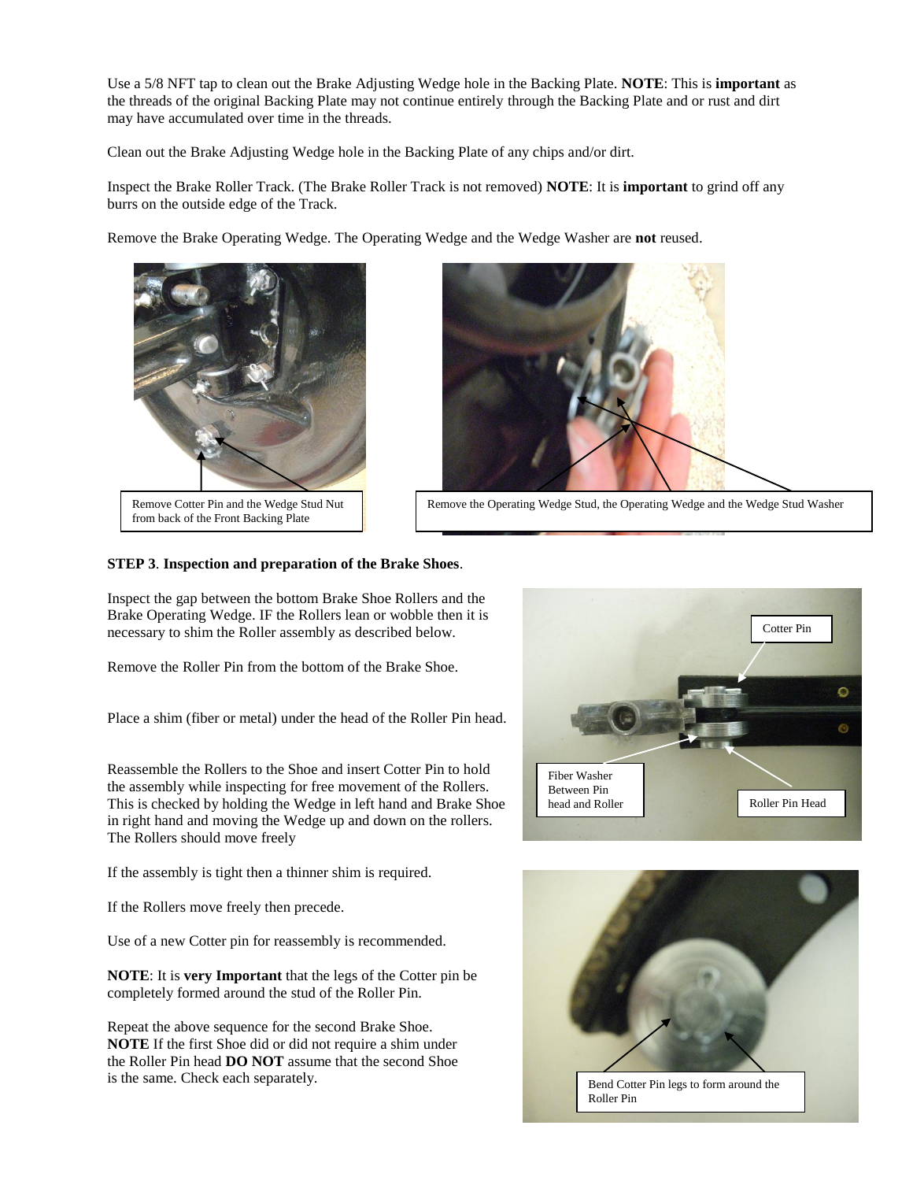Use a 5/8 NFT tap to clean out the Brake Adjusting Wedge hole in the Backing Plate. **NOTE**: This is **important** as the threads of the original Backing Plate may not continue entirely through the Backing Plate and or rust and dirt may have accumulated over time in the threads.

Clean out the Brake Adjusting Wedge hole in the Backing Plate of any chips and/or dirt.

Inspect the Brake Roller Track. (The Brake Roller Track is not removed) **NOTE**: It is **important** to grind off any burrs on the outside edge of the Track.

Remove the Brake Operating Wedge. The Operating Wedge and the Wedge Washer are **not** reused.

Remove Cotter Pin and the Wedge Stud Nut from back of the Front Backing Plate

Remove the Operating Wedge Stud, the Operating Wedge and the Wedge Stud Washer

**STEP 3**. **Inspection and preparation of the Brake Shoes**.

Inspect the gap between the bottom Brake Shoe Rollers and the Brake Operating Wedge. IF the Rollers lean or wobble then it is necessary to shim the Roller assembly as described below.

Remove the Roller Pin from the bottom of the Brake Shoe.

Place a shim (fiber or metal) under the head of the Roller Pin head.

Reassemble the Rollers to the Shoe and insert Cotter Pin to hold the assembly while inspecting for free movement of the Rollers. This is checked by holding the Wedge in left hand and Brake Shoe in right hand and moving the Wedge up and down on the rollers. The Rollers should move freely

If the assembly is tight then a thinner shim is required.

If the Rollers move freely then precede.

Use of a new Cotter pin for reassembly is recommended.

**NOTE**: It is **very Important** that the legs of the Cotter pin be completely formed around the stud of the Roller Pin.

Repeat the above sequence for the second Brake Shoe.
**NOTE** If the first Shoe did or did not require a shim under the Roller Pin head **DO NOT** assume that the second Shoe is the same. Check each separately.

Cotter Pin

Fiber Washer Between Pin head and Roller

Roller Pin Head

Bend Cotter Pin legs to form around the Roller Pin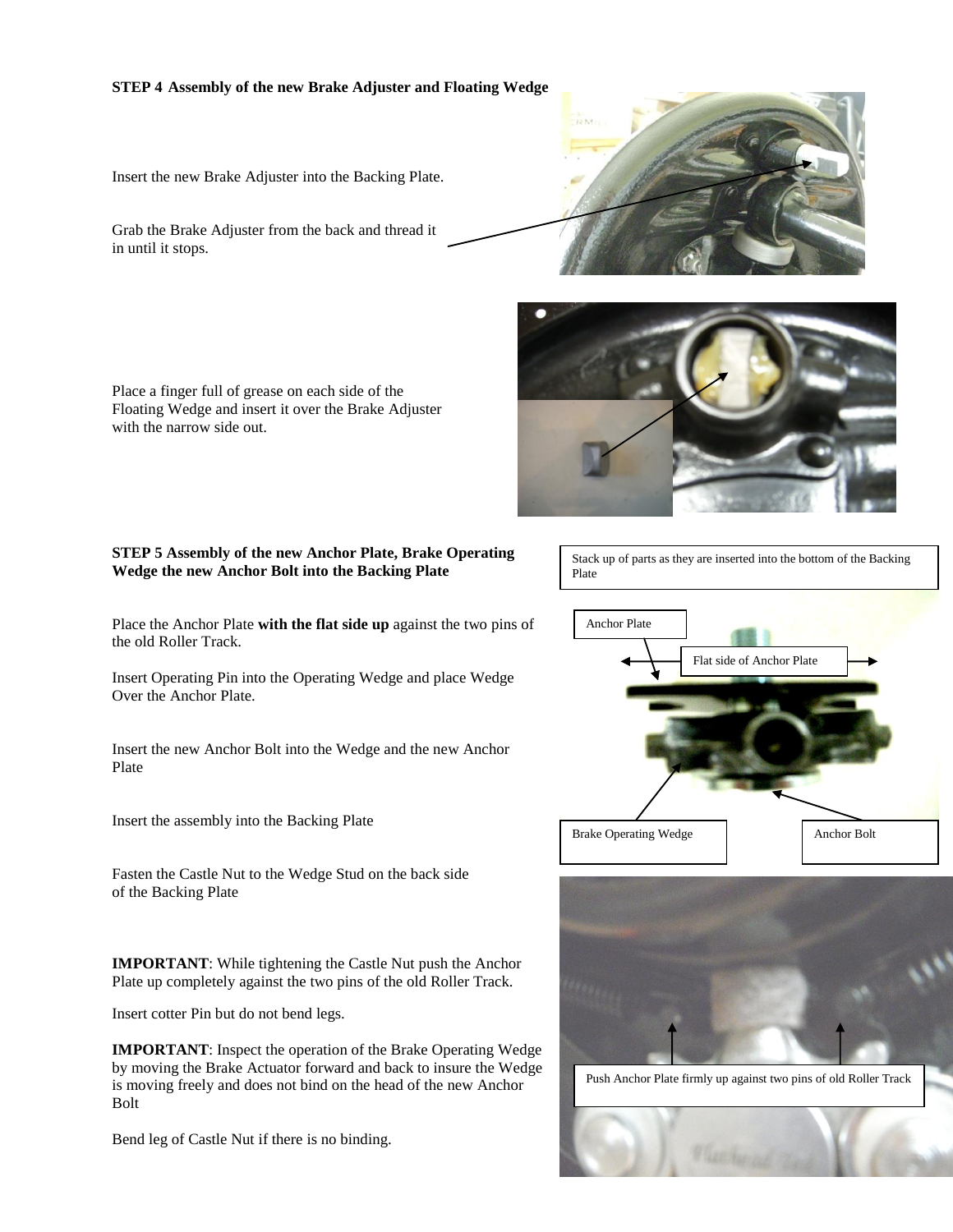**STEP 4 Assembly of the new Brake Adjuster and Floating Wedge**

Insert the new Brake Adjuster into the Backing Plate.

Grab the Brake Adjuster from the back and thread it in until it stops.

Place a finger full of grease on each side of the Floating Wedge and insert it over the Brake Adjuster with the narrow side out.

**STEP 5 Assembly of the new Anchor Plate, Brake Operating Wedge the new Anchor Bolt into the Backing Plate**

Stack up of parts as they are inserted into the bottom of the Backing Plate

Anchor Plate

Flat side of Anchor Plate

Brake Operating Wedge

Anchor Bolt

Place the Anchor Plate **with the flat side up** against the two pins of the old Roller Track.

Insert Operating Pin into the Operating Wedge and place Wedge Over the Anchor Plate.

Insert the new Anchor Bolt into the Wedge and the new Anchor Plate

Insert the assembly into the Backing Plate

Fasten the Castle Nut to the Wedge Stud on the back side of the Backing Plate

**IMPORTANT**: While tightening the Castle Nut push the Anchor Plate up completely against the two pins of the old Roller Track.

Insert cotter Pin but do not bend legs.

**IMPORTANT**: Inspect the operation of the Brake Operating Wedge by moving the Brake Actuator forward and back to insure the Wedge is moving freely and does not bind on the head of the new Anchor Bolt

Bend leg of Castle Nut if there is no binding.

Push Anchor Plate firmly up against two pins of old Roller Track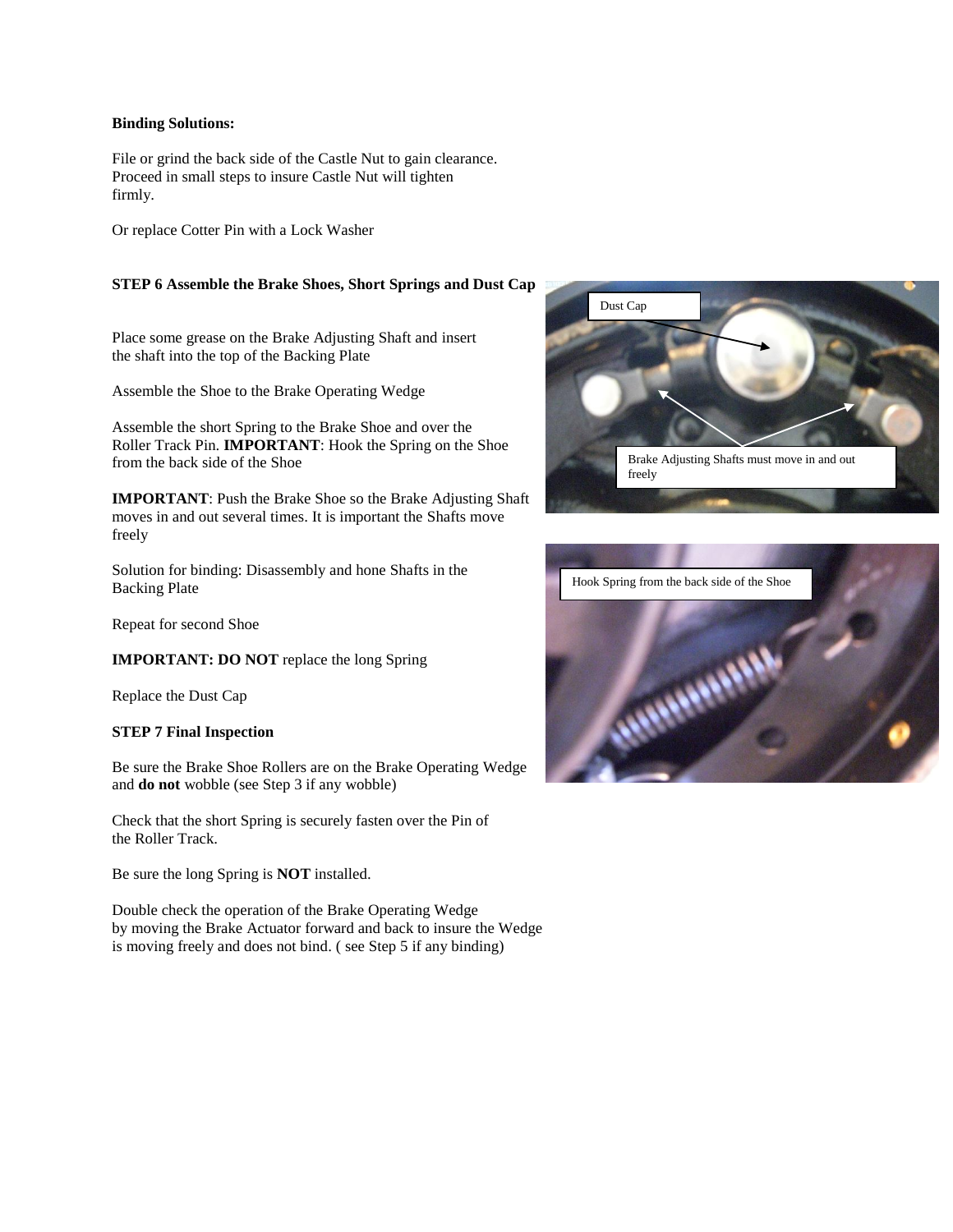**Binding Solutions:**

File or grind the back side of the Castle Nut to gain clearance. Proceed in small steps to insure Castle Nut will tighten firmly.

Or replace Cotter Pin with a Lock Washer

**STEP 6 Assemble the Brake Shoes, Short Springs and Dust Cap**

Place some grease on the Brake Adjusting Shaft and insert the shaft into the top of the Backing Plate

Assemble the Shoe to the Brake Operating Wedge

Assemble the short Spring to the Brake Shoe and over the Roller Track Pin. **IMPORTANT**: Hook the Spring on the Shoe from the back side of the Shoe

**IMPORTANT**: Push the Brake Shoe so the Brake Adjusting Shaft moves in and out several times. It is important the Shafts move freely

Solution for binding: Disassembly and hone Shafts in the Backing Plate

Repeat for second Shoe

**IMPORTANT: DO NOT** replace the long Spring

Replace the Dust Cap

**STEP 7 Final Inspection**

Be sure the Brake Shoe Rollers are on the Brake Operating Wedge and **do not** wobble (see Step 3 if any wobble)

Check that the short Spring is securely fasten over the Pin of the Roller Track.

Be sure the long Spring is **NOT** installed.

Double check the operation of the Brake Operating Wedge by moving the Brake Actuator forward and back to insure the Wedge is moving freely and does not bind. ( see Step 5 if any binding)